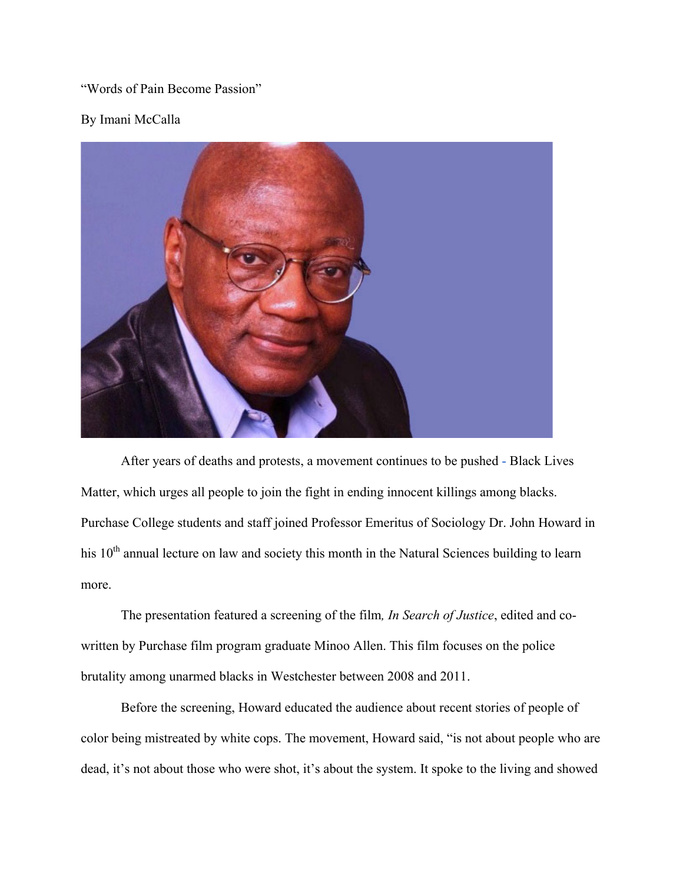"Words of Pain Become Passion"

By Imani McCalla

After years of deaths and protests, a movement continues to be pushed - Black Lives Matter, which urges all people to join the fight in ending innocent killings among blacks. Purchase College students and staff joined Professor Emeritus of Sociology Dr. John Howard in his 10th annual lecture on law and society this month in the Natural Sciences building to learn more.

The presentation featured a screening of the film*, In Search of Justice*, edited and co-written by Purchase film program graduate Minoo Allen. This film focuses on the police brutality among unarmed blacks in Westchester between 2008 and 2011.

Before the screening, Howard educated the audience about recent stories of people of color being mistreated by white cops. The movement, Howard said, "is not about people who are dead, it's not about those who were shot, it's about the system. It spoke to the living and showed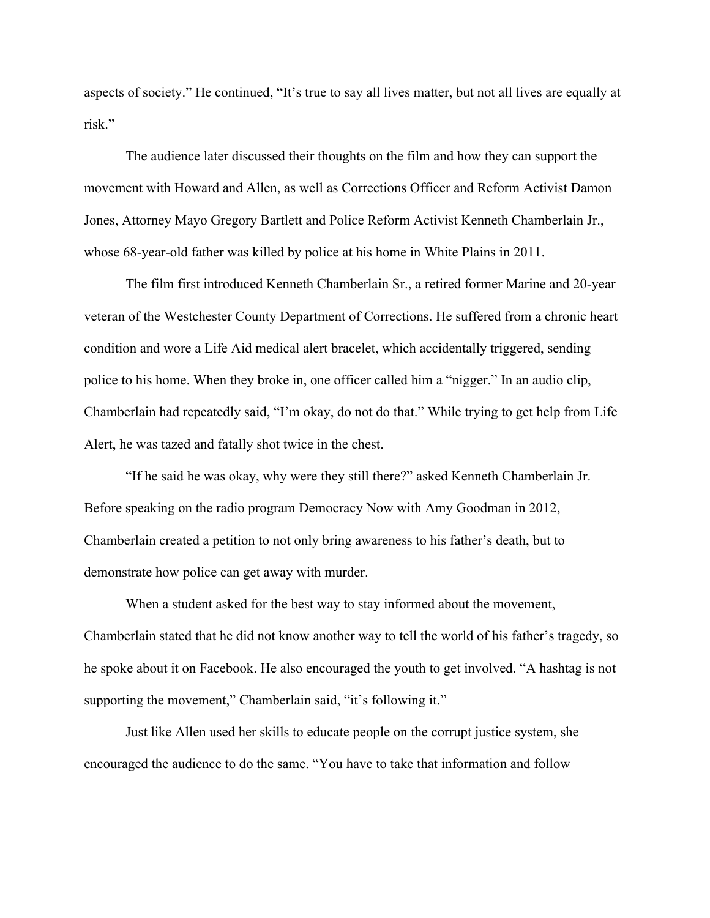aspects of society." He continued, "It's true to say all lives matter, but not all lives are equally at risk."

The audience later discussed their thoughts on the film and how they can support the movement with Howard and Allen, as well as Corrections Officer and Reform Activist Damon Jones, Attorney Mayo Gregory Bartlett and Police Reform Activist Kenneth Chamberlain Jr., whose 68-year-old father was killed by police at his home in White Plains in 2011.

The film first introduced Kenneth Chamberlain Sr., a retired former Marine and 20-year veteran of the Westchester County Department of Corrections. He suffered from a chronic heart condition and wore a Life Aid medical alert bracelet, which accidentally triggered, sending police to his home. When they broke in, one officer called him a "nigger." In an audio clip, Chamberlain had repeatedly said, "I'm okay, do not do that." While trying to get help from Life Alert, he was tazed and fatally shot twice in the chest.

"If he said he was okay, why were they still there?" asked Kenneth Chamberlain Jr. Before speaking on the radio program Democracy Now with Amy Goodman in 2012, Chamberlain created a petition to not only bring awareness to his father's death, but to demonstrate how police can get away with murder.

When a student asked for the best way to stay informed about the movement, Chamberlain stated that he did not know another way to tell the world of his father's tragedy, so he spoke about it on Facebook. He also encouraged the youth to get involved. "A hashtag is not supporting the movement," Chamberlain said, "it's following it."

Just like Allen used her skills to educate people on the corrupt justice system, she encouraged the audience to do the same. "You have to take that information and follow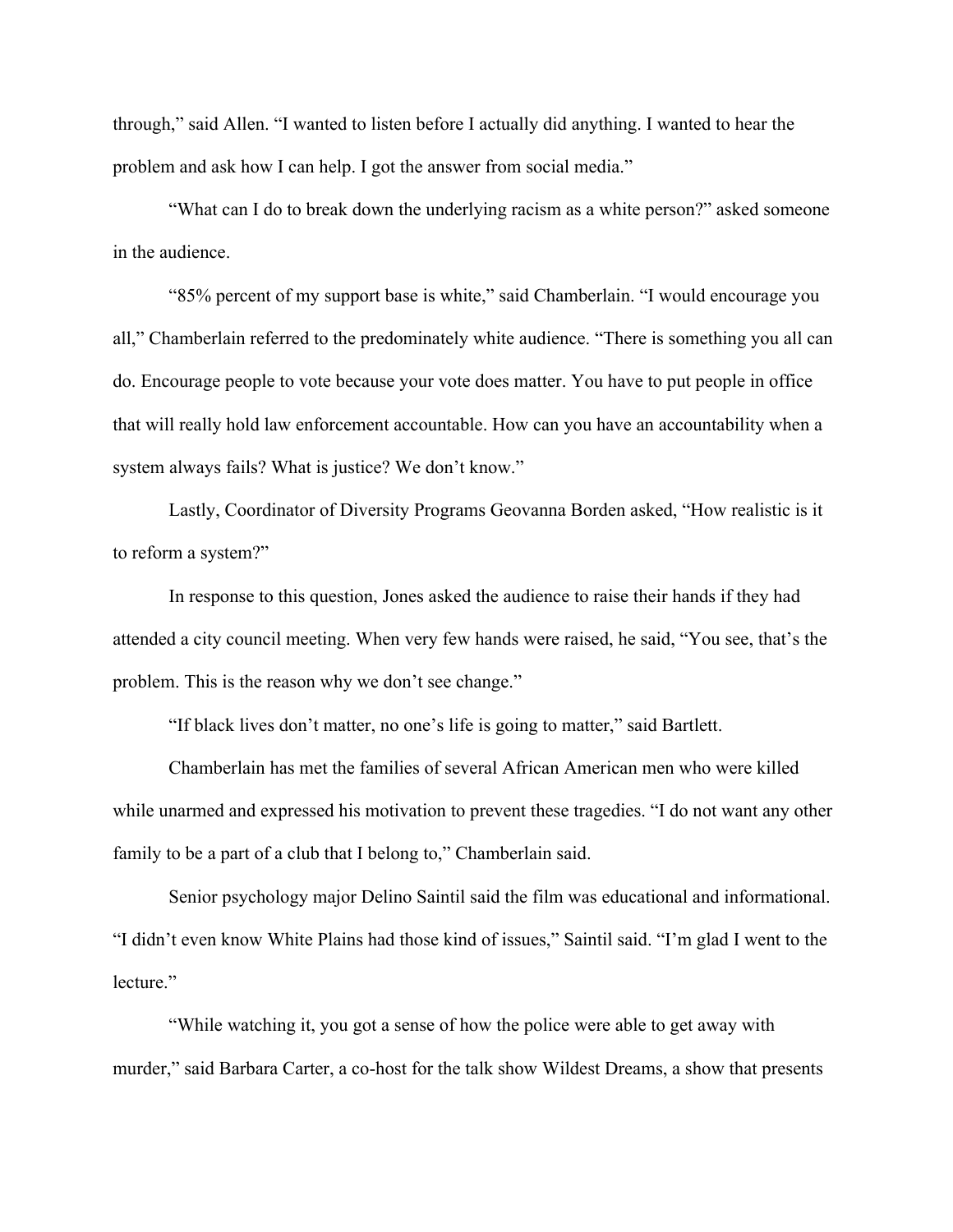through," said Allen. "I wanted to listen before I actually did anything. I wanted to hear the problem and ask how I can help. I got the answer from social media."

"What can I do to break down the underlying racism as a white person?" asked someone in the audience.

"85% percent of my support base is white," said Chamberlain. "I would encourage you all," Chamberlain referred to the predominately white audience. "There is something you all can do. Encourage people to vote because your vote does matter. You have to put people in office that will really hold law enforcement accountable. How can you have an accountability when a system always fails? What is justice? We don't know."

Lastly, Coordinator of Diversity Programs Geovanna Borden asked, "How realistic is it to reform a system?"

In response to this question, Jones asked the audience to raise their hands if they had attended a city council meeting. When very few hands were raised, he said, "You see, that's the problem. This is the reason why we don't see change."

"If black lives don't matter, no one's life is going to matter," said Bartlett.

Chamberlain has met the families of several African American men who were killed while unarmed and expressed his motivation to prevent these tragedies. "I do not want any other family to be a part of a club that I belong to," Chamberlain said.

Senior psychology major Delino Saintil said the film was educational and informational. "I didn't even know White Plains had those kind of issues," Saintil said. "I'm glad I went to the lecture."

"While watching it, you got a sense of how the police were able to get away with murder," said Barbara Carter, a co-host for the talk show Wildest Dreams, a show that presents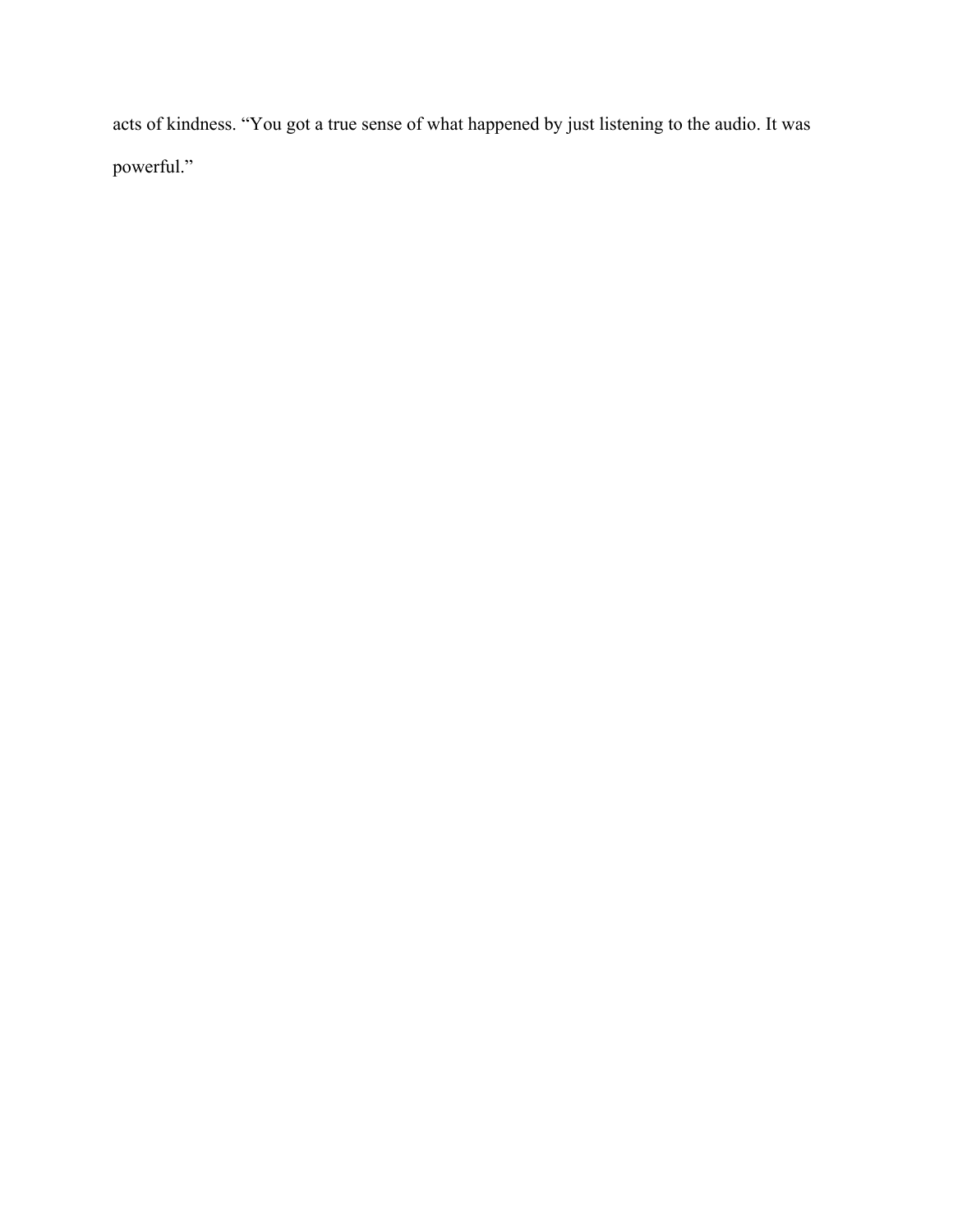acts of kindness. “You got a true sense of what happened by just listening to the audio. It was powerful.”